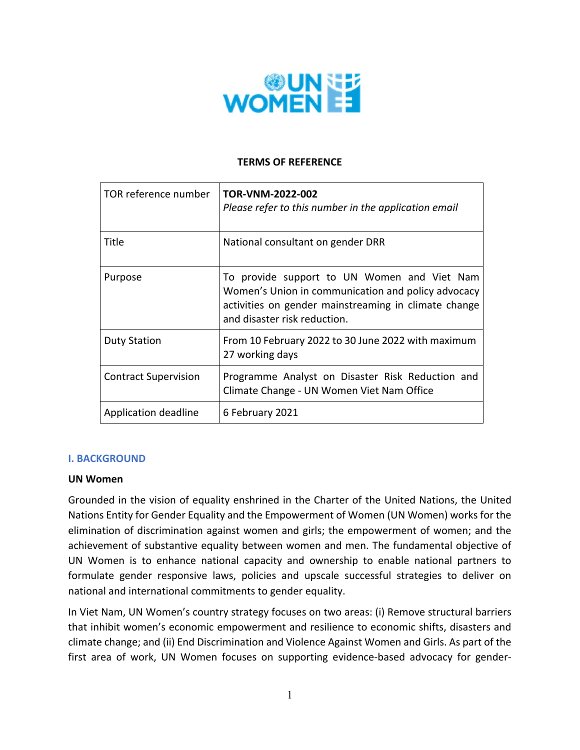**TERMS OF REFERENCE**

| | |
|---|---|
| TOR reference number | **TOR-VNM-2022-002**<br>*Please refer to this number in the application email* |
| Title | National consultant on gender DRR |
| Purpose | To provide support to UN Women and Viet Nam Women's Union in communication and policy advocacy activities on gender mainstreaming in climate change and disaster risk reduction. |
| Duty Station | From 10 February 2022 to 30 June 2022 with maximum 27 working days |
| Contract Supervision | Programme Analyst on Disaster Risk Reduction and Climate Change - UN Women Viet Nam Office |
| Application deadline | 6 February 2021 |

## I. BACKGROUND

**UN Women**

Grounded in the vision of equality enshrined in the Charter of the United Nations, the United Nations Entity for Gender Equality and the Empowerment of Women (UN Women) works for the elimination of discrimination against women and girls; the empowerment of women; and the achievement of substantive equality between women and men. The fundamental objective of UN Women is to enhance national capacity and ownership to enable national partners to formulate gender responsive laws, policies and upscale successful strategies to deliver on national and international commitments to gender equality.

In Viet Nam, UN Women's country strategy focuses on two areas: (i) Remove structural barriers that inhibit women's economic empowerment and resilience to economic shifts, disasters and climate change; and (ii) End Discrimination and Violence Against Women and Girls. As part of the first area of work, UN Women focuses on supporting evidence-based advocacy for gender-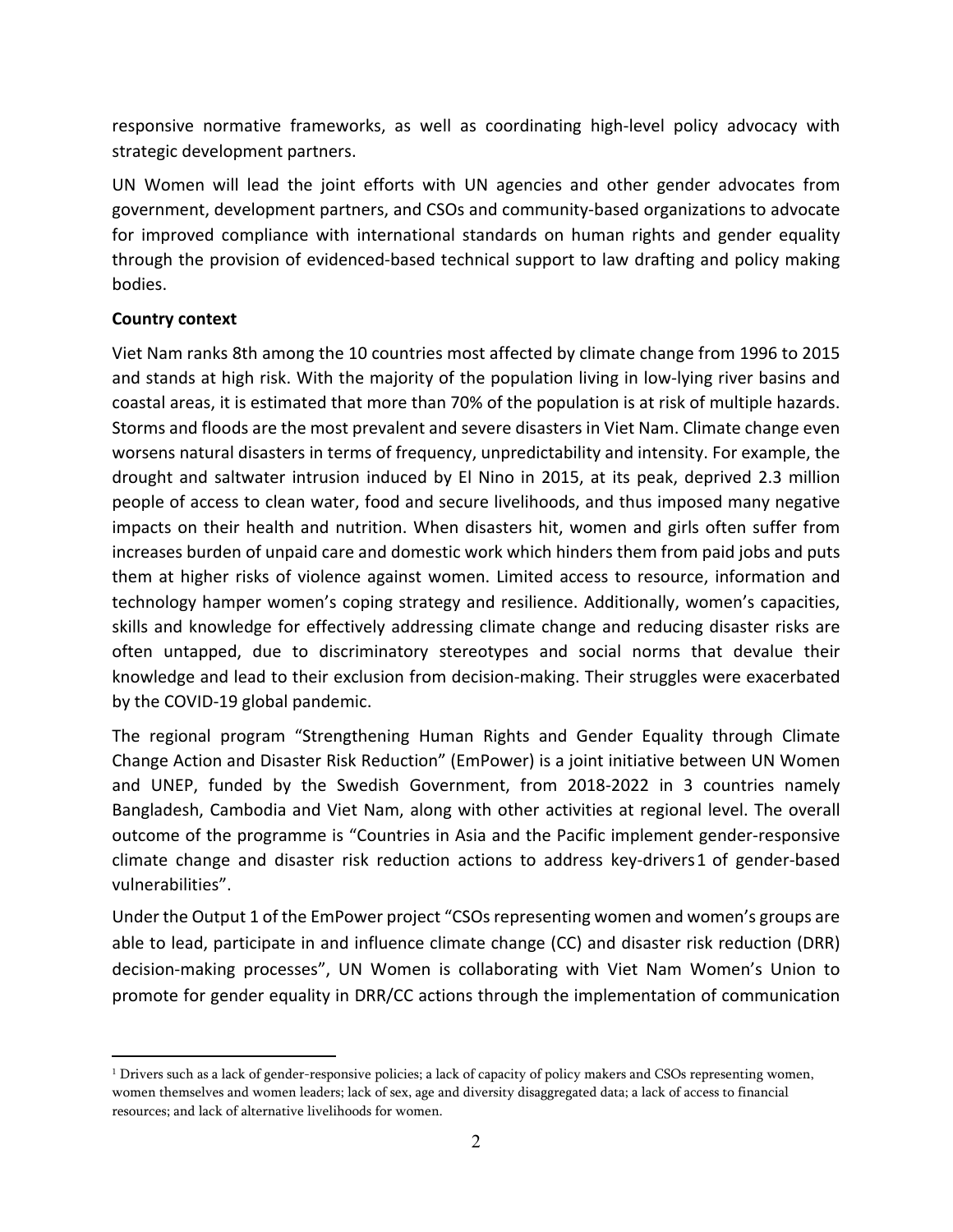responsive normative frameworks, as well as coordinating high-level policy advocacy with strategic development partners.

UN Women will lead the joint efforts with UN agencies and other gender advocates from government, development partners, and CSOs and community-based organizations to advocate for improved compliance with international standards on human rights and gender equality through the provision of evidenced-based technical support to law drafting and policy making bodies.

**Country context**

Viet Nam ranks 8th among the 10 countries most affected by climate change from 1996 to 2015 and stands at high risk. With the majority of the population living in low-lying river basins and coastal areas, it is estimated that more than 70% of the population is at risk of multiple hazards. Storms and floods are the most prevalent and severe disasters in Viet Nam. Climate change even worsens natural disasters in terms of frequency, unpredictability and intensity. For example, the drought and saltwater intrusion induced by El Nino in 2015, at its peak, deprived 2.3 million people of access to clean water, food and secure livelihoods, and thus imposed many negative impacts on their health and nutrition. When disasters hit, women and girls often suffer from increases burden of unpaid care and domestic work which hinders them from paid jobs and puts them at higher risks of violence against women. Limited access to resource, information and technology hamper women's coping strategy and resilience. Additionally, women's capacities, skills and knowledge for effectively addressing climate change and reducing disaster risks are often untapped, due to discriminatory stereotypes and social norms that devalue their knowledge and lead to their exclusion from decision-making. Their struggles were exacerbated by the COVID-19 global pandemic.

The regional program "Strengthening Human Rights and Gender Equality through Climate Change Action and Disaster Risk Reduction" (EmPower) is a joint initiative between UN Women and UNEP, funded by the Swedish Government, from 2018-2022 in 3 countries namely Bangladesh, Cambodia and Viet Nam, along with other activities at regional level. The overall outcome of the programme is "Countries in Asia and the Pacific implement gender-responsive climate change and disaster risk reduction actions to address key-drivers[1] of gender-based vulnerabilities".

Under the Output 1 of the EmPower project "CSOs representing women and women's groups are able to lead, participate in and influence climate change (CC) and disaster risk reduction (DRR) decision-making processes", UN Women is collaborating with Viet Nam Women's Union to promote for gender equality in DRR/CC actions through the implementation of communication

[1] Drivers such as a lack of gender-responsive policies; a lack of capacity of policy makers and CSOs representing women, women themselves and women leaders; lack of sex, age and diversity disaggregated data; a lack of access to financial resources; and lack of alternative livelihoods for women.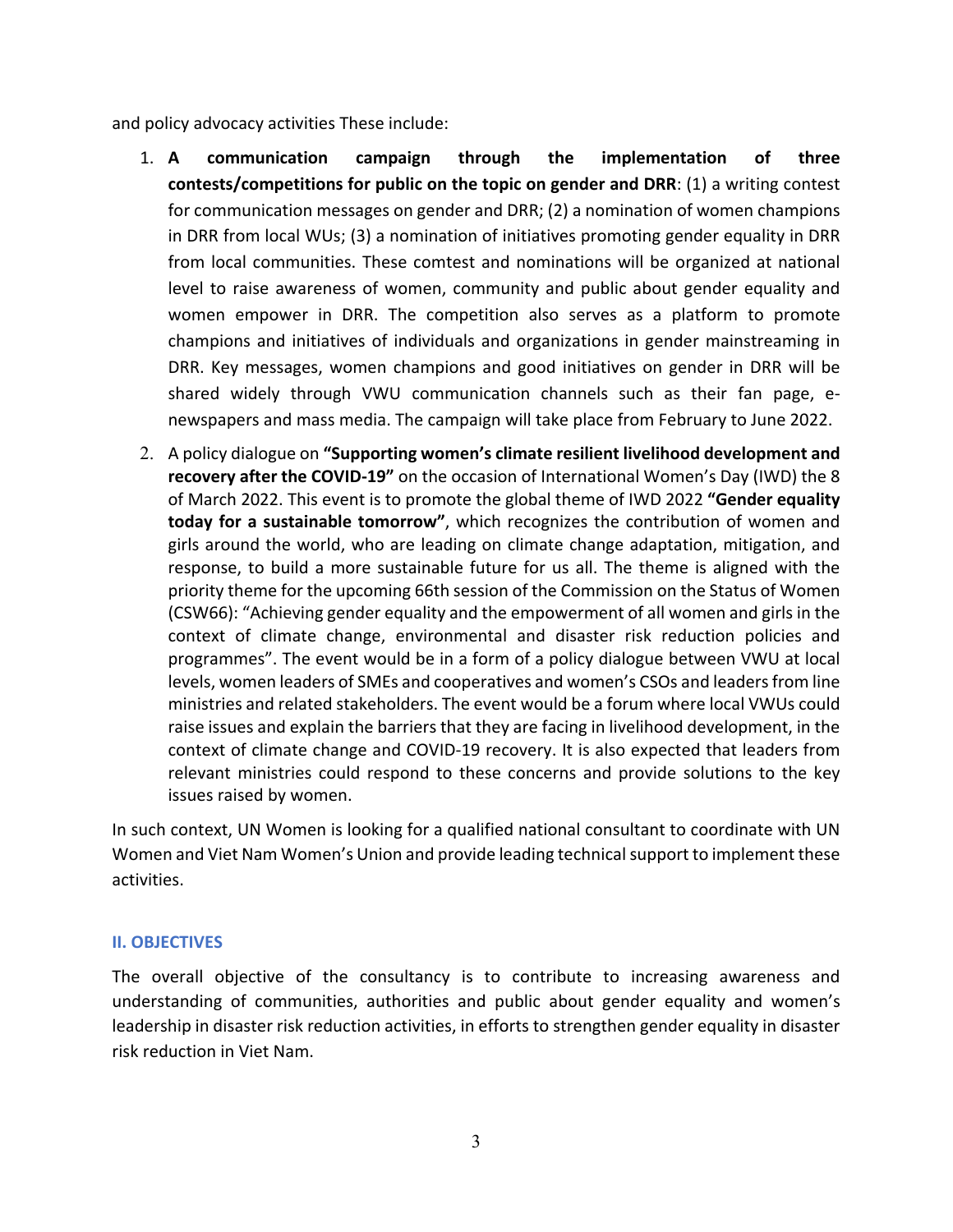and policy advocacy activities These include:

1. **A communication campaign through the implementation of three contests/competitions for public on the topic on gender and DRR**: (1) a writing contest for communication messages on gender and DRR; (2) a nomination of women champions in DRR from local WUs; (3) a nomination of initiatives promoting gender equality in DRR from local communities. These comtest and nominations will be organized at national level to raise awareness of women, community and public about gender equality and women empower in DRR. The competition also serves as a platform to promote champions and initiatives of individuals and organizations in gender mainstreaming in DRR. Key messages, women champions and good initiatives on gender in DRR will be shared widely through VWU communication channels such as their fan page, e-newspapers and mass media. The campaign will take place from February to June 2022.
2. A policy dialogue on **"Supporting women's climate resilient livelihood development and recovery after the COVID-19"** on the occasion of International Women's Day (IWD) the 8 of March 2022. This event is to promote the global theme of IWD 2022 **"Gender equality today for a sustainable tomorrow"**, which recognizes the contribution of women and girls around the world, who are leading on climate change adaptation, mitigation, and response, to build a more sustainable future for us all. The theme is aligned with the priority theme for the upcoming 66th session of the Commission on the Status of Women (CSW66): "Achieving gender equality and the empowerment of all women and girls in the context of climate change, environmental and disaster risk reduction policies and programmes". The event would be in a form of a policy dialogue between VWU at local levels, women leaders of SMEs and cooperatives and women's CSOs and leaders from line ministries and related stakeholders. The event would be a forum where local VWUs could raise issues and explain the barriers that they are facing in livelihood development, in the context of climate change and COVID-19 recovery. It is also expected that leaders from relevant ministries could respond to these concerns and provide solutions to the key issues raised by women.

In such context, UN Women is looking for a qualified national consultant to coordinate with UN Women and Viet Nam Women's Union and provide leading technical support to implement these activities.

## II. OBJECTIVES

The overall objective of the consultancy is to contribute to increasing awareness and understanding of communities, authorities and public about gender equality and women's leadership in disaster risk reduction activities, in efforts to strengthen gender equality in disaster risk reduction in Viet Nam.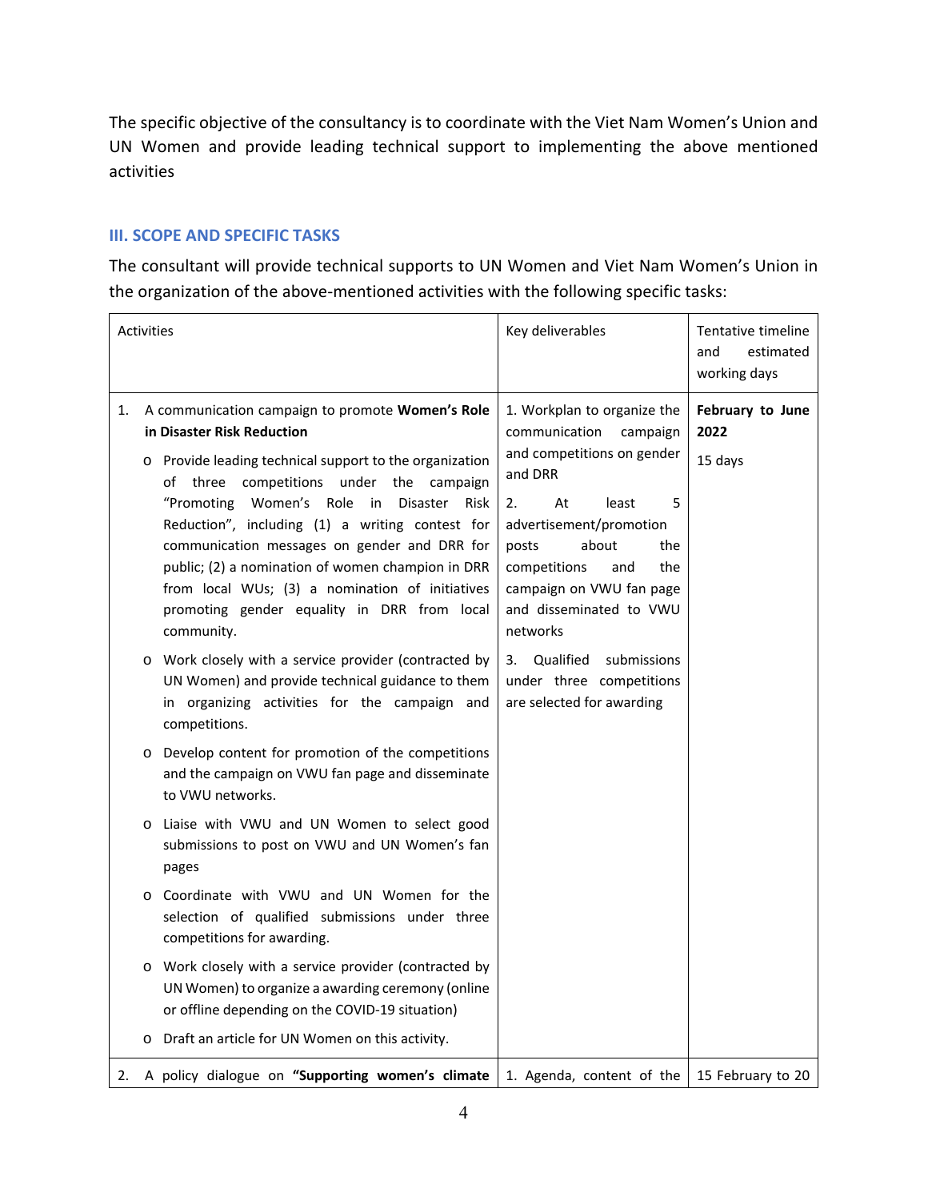The specific objective of the consultancy is to coordinate with the Viet Nam Women's Union and UN Women and provide leading technical support to implementing the above mentioned activities

### III. SCOPE AND SPECIFIC TASKS

The consultant will provide technical supports to UN Women and Viet Nam Women's Union in the organization of the above-mentioned activities with the following specific tasks:

| Activities | Key deliverables | Tentative timeline and estimated working days |
|---|---|---|
| 1. A communication campaign to promote **Women's Role in Disaster Risk Reduction**<br>o Provide leading technical support to the organization of three competitions under the campaign "Promoting Women's Role in Disaster Risk Reduction", including (1) a writing contest for communication messages on gender and DRR for public; (2) a nomination of women champion in DRR from local WUs; (3) a nomination of initiatives promoting gender equality in DRR from local community.<br>o Work closely with a service provider (contracted by UN Women) and provide technical guidance to them in organizing activities for the campaign and competitions.<br>o Develop content for promotion of the competitions and the campaign on VWU fan page and disseminate to VWU networks.<br>o Liaise with VWU and UN Women to select good submissions to post on VWU and UN Women's fan pages<br>o Coordinate with VWU and UN Women for the selection of qualified submissions under three competitions for awarding.<br>o Work closely with a service provider (contracted by UN Women) to organize a awarding ceremony (online or offline depending on the COVID-19 situation)<br>o Draft an article for UN Women on this activity. | 1. Workplan to organize the communication campaign and competitions on gender and DRR<br>2. At least 5 advertisement/promotion posts about the competitions and the campaign on VWU fan page and disseminated to VWU networks<br>3. Qualified submissions under three competitions are selected for awarding | **February to June 2022**<br>15 days |
| 2. A policy dialogue on **"Supporting women's climate** | 1. Agenda, content of the | 15 February to 20 |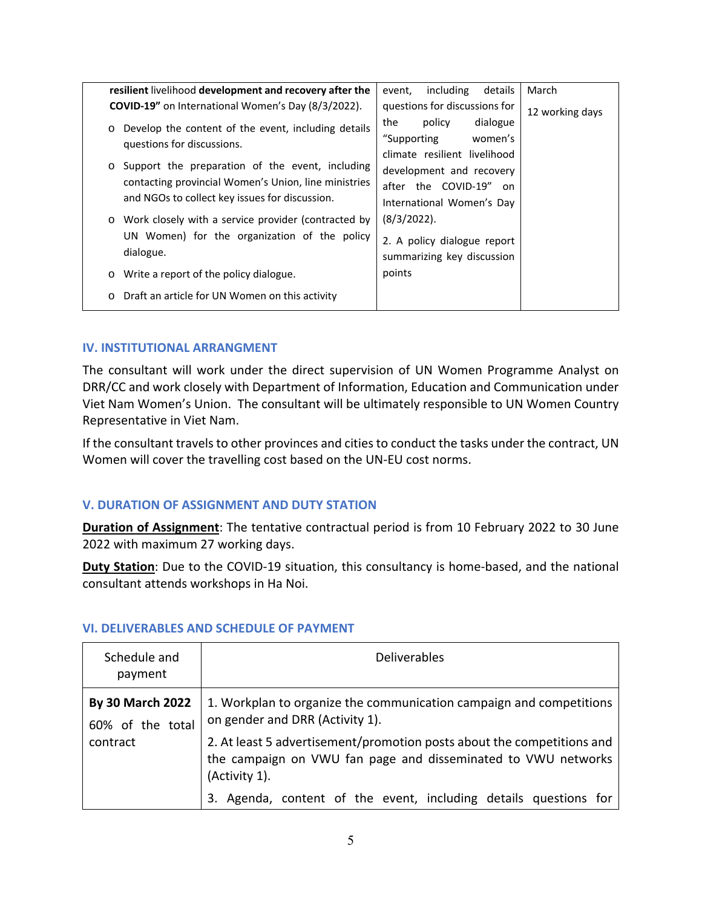| | | |
|---|---|---|
| **resilient** livelihood **development and recovery after the COVID-19"** on International Women's Day (8/3/2022).<br>o Develop the content of the event, including details questions for discussions.<br>o Support the preparation of the event, including contacting provincial Women's Union, line ministries and NGOs to collect key issues for discussion.<br>o Work closely with a service provider (contracted by UN Women) for the organization of the policy dialogue.<br>o Write a report of the policy dialogue.<br>o Draft an article for UN Women on this activity | event, including details questions for discussions for the policy dialogue "Supporting women's climate resilient livelihood development and recovery after the COVID-19" on International Women's Day (8/3/2022).<br>2. A policy dialogue report summarizing key discussion points | March<br>12 working days |

## IV. INSTITUTIONAL ARRANGMENT

The consultant will work under the direct supervision of UN Women Programme Analyst on DRR/CC and work closely with Department of Information, Education and Communication under Viet Nam Women's Union. The consultant will be ultimately responsible to UN Women Country Representative in Viet Nam.

If the consultant travels to other provinces and cities to conduct the tasks under the contract, UN Women will cover the travelling cost based on the UN-EU cost norms.

## V. DURATION OF ASSIGNMENT AND DUTY STATION

**Duration of Assignment**: The tentative contractual period is from 10 February 2022 to 30 June 2022 with maximum 27 working days.

**Duty Station**: Due to the COVID-19 situation, this consultancy is home-based, and the national consultant attends workshops in Ha Noi.

## VI. DELIVERABLES AND SCHEDULE OF PAYMENT

| Schedule and payment | Deliverables |
|---|---|
| **By 30 March 2022**<br>60% of the total contract | 1. Workplan to organize the communication campaign and competitions on gender and DRR (Activity 1).<br>2. At least 5 advertisement/promotion posts about the competitions and the campaign on VWU fan page and disseminated to VWU networks (Activity 1).<br>3. Agenda, content of the event, including details questions for |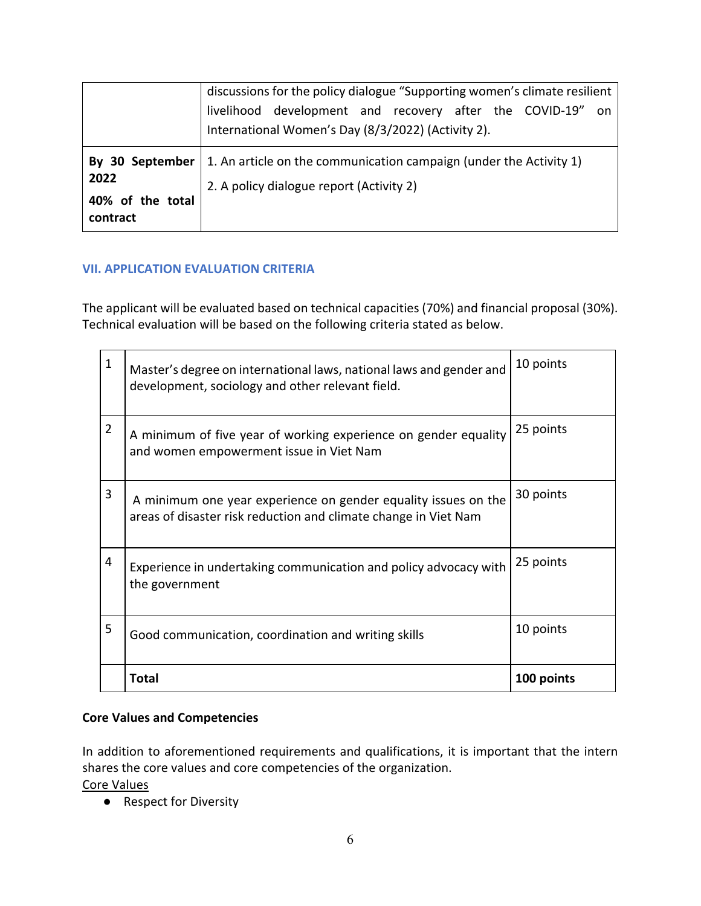| | |
|---|---|
| | discussions for the policy dialogue "Supporting women's climate resilient livelihood development and recovery after the COVID-19" on International Women's Day (8/3/2022) (Activity 2). |
| **By 30 September 2022**<br>**40% of the total contract** | 1. An article on the communication campaign (under the Activity 1)<br>2. A policy dialogue report (Activity 2) |

## VII. APPLICATION EVALUATION CRITERIA

The applicant will be evaluated based on technical capacities (70%) and financial proposal (30%). Technical evaluation will be based on the following criteria stated as below.

| | | |
|---|---|---|
| 1 | Master's degree on international laws, national laws and gender and development, sociology and other relevant field. | 10 points |
| 2 | A minimum of five year of working experience on gender equality and women empowerment issue in Viet Nam | 25 points |
| 3 | A minimum one year experience on gender equality issues on the areas of disaster risk reduction and climate change in Viet Nam | 30 points |
| 4 | Experience in undertaking communication and policy advocacy with the government | 25 points |
| 5 | Good communication, coordination and writing skills | 10 points |
| | **Total** | **100 points** |

**Core Values and Competencies**

In addition to aforementioned requirements and qualifications, it is important that the intern shares the core values and core competencies of the organization.

Core Values

- Respect for Diversity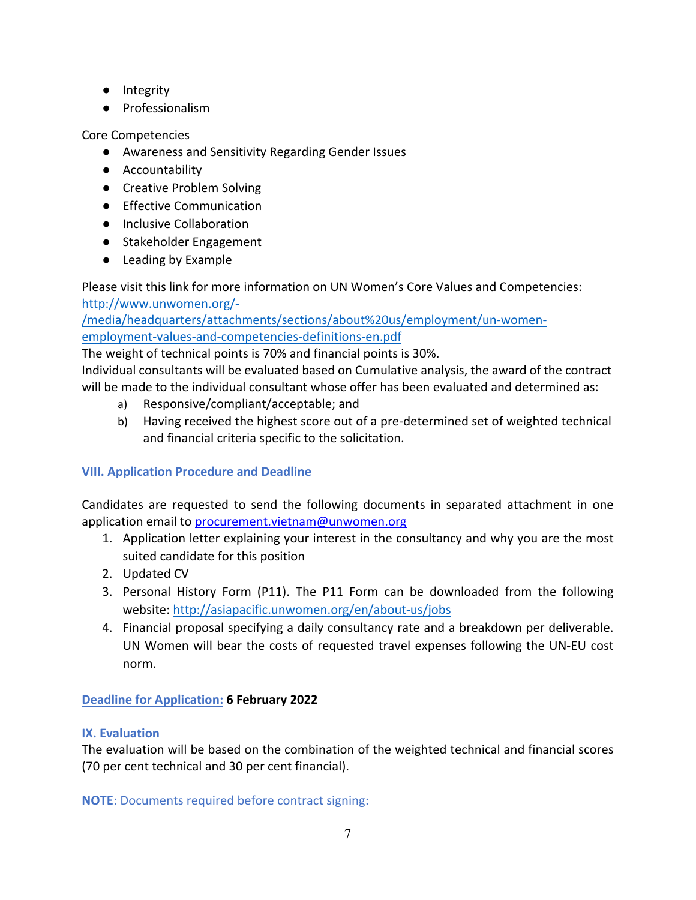- Integrity
- Professionalism

Core Competencies

- Awareness and Sensitivity Regarding Gender Issues
- Accountability
- Creative Problem Solving
- Effective Communication
- Inclusive Collaboration
- Stakeholder Engagement
- Leading by Example

Please visit this link for more information on UN Women's Core Values and Competencies: http://www.unwomen.org/-/media/headquarters/attachments/sections/about%20us/employment/un-women-employment-values-and-competencies-definitions-en.pdf

The weight of technical points is 70% and financial points is 30%.

Individual consultants will be evaluated based on Cumulative analysis, the award of the contract will be made to the individual consultant whose offer has been evaluated and determined as:

a) Responsive/compliant/acceptable; and
b) Having received the highest score out of a pre-determined set of weighted technical and financial criteria specific to the solicitation.

### VIII. Application Procedure and Deadline

Candidates are requested to send the following documents in separated attachment in one application email to procurement.vietnam@unwomen.org

1. Application letter explaining your interest in the consultancy and why you are the most suited candidate for this position
2. Updated CV
3. Personal History Form (P11). The P11 Form can be downloaded from the following website: http://asiapacific.unwomen.org/en/about-us/jobs
4. Financial proposal specifying a daily consultancy rate and a breakdown per deliverable. UN Women will bear the costs of requested travel expenses following the UN-EU cost norm.

Deadline for Application: **6 February 2022**

### IX. Evaluation

The evaluation will be based on the combination of the weighted technical and financial scores (70 per cent technical and 30 per cent financial).

**NOTE**: Documents required before contract signing: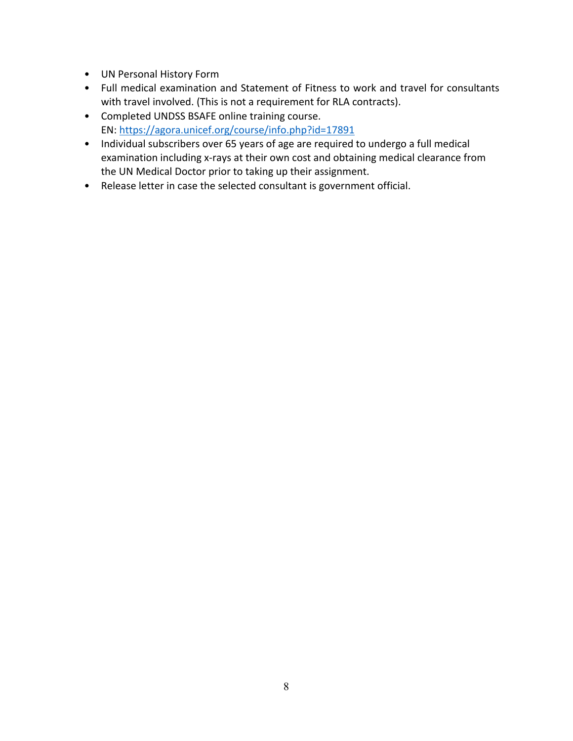- UN Personal History Form
- Full medical examination and Statement of Fitness to work and travel for consultants with travel involved. (This is not a requirement for RLA contracts).
- Completed UNDSS BSAFE online training course.  
  EN: https://agora.unicef.org/course/info.php?id=17891
- Individual subscribers over 65 years of age are required to undergo a full medical examination including x-rays at their own cost and obtaining medical clearance from the UN Medical Doctor prior to taking up their assignment.
- Release letter in case the selected consultant is government official.